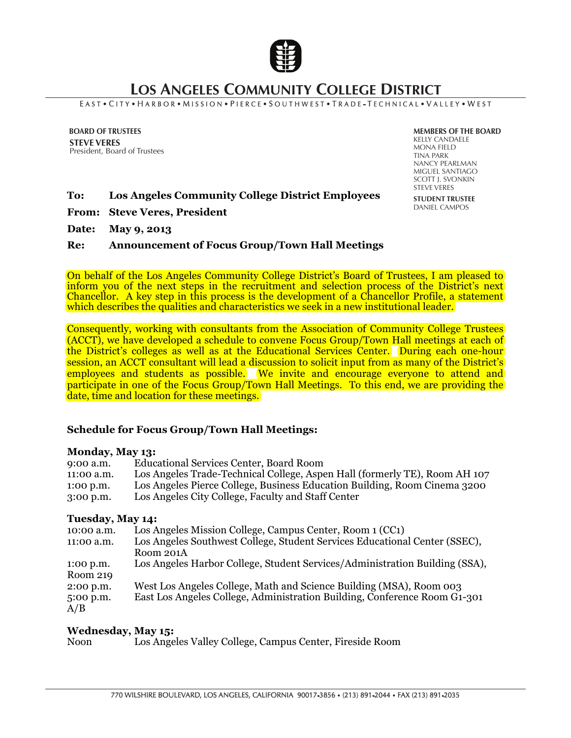# Los Angeles Community College District

EAST • CITY • HARBOR • MISSION • PIERCE • SOUTHWEST • TRADE-TECHNICAL • VALLEY • WEST

**BOARD OF TRUSTEES**
**STEVE VERES**
President, Board of Trustees

**MEMBERS OF THE BOARD**
KELLY CANDAELE
MONA FIELD
TINA PARK
NANCY PEARLMAN
MIGUEL SANTIAGO
SCOTT J. SVONKIN
STEVE VERES

**STUDENT TRUSTEE**
DANIEL CAMPOS

**To:** **Los Angeles Community College District Employees**

**From:** **Steve Veres, President**

**Date:** **May 9, 2013**

**Re:** **Announcement of Focus Group/Town Hall Meetings**

On behalf of the Los Angeles Community College District's Board of Trustees, I am pleased to inform you of the next steps in the recruitment and selection process of the District's next Chancellor. A key step in this process is the development of a Chancellor Profile, a statement which describes the qualities and characteristics we seek in a new institutional leader.

Consequently, working with consultants from the Association of Community College Trustees (ACCT), we have developed a schedule to convene Focus Group/Town Hall meetings at each of the District's colleges as well as at the Educational Services Center. During each one-hour session, an ACCT consultant will lead a discussion to solicit input from as many of the District's employees and students as possible. We invite and encourage everyone to attend and participate in one of the Focus Group/Town Hall Meetings. To this end, we are providing the date, time and location for these meetings.

**Schedule for Focus Group/Town Hall Meetings:**

**Monday, May 13:**

| | |
|---|---|
| 9:00 a.m. | Educational Services Center, Board Room |
| 11:00 a.m. | Los Angeles Trade-Technical College, Aspen Hall (formerly TE), Room AH 107 |
| 1:00 p.m. | Los Angeles Pierce College, Business Education Building, Room Cinema 3200 |
| 3:00 p.m. | Los Angeles City College, Faculty and Staff Center |

**Tuesday, May 14:**

| | |
|---|---|
| 10:00 a.m. | Los Angeles Mission College, Campus Center, Room 1 (CC1) |
| 11:00 a.m. | Los Angeles Southwest College, Student Services Educational Center (SSEC), Room 201A |
| 1:00 p.m. | Los Angeles Harbor College, Student Services/Administration Building (SSA), Room 219 |
| 2:00 p.m. | West Los Angeles College, Math and Science Building (MSA), Room 003 |
| 5:00 p.m. | East Los Angeles College, Administration Building, Conference Room G1-301 A/B |

**Wednesday, May 15:**

| | |
|---|---|
| Noon | Los Angeles Valley College, Campus Center, Fireside Room |

770 WILSHIRE BOULEVARD, LOS ANGELES, CALIFORNIA 90017-3856 • (213) 891-2044 • FAX (213) 891-2035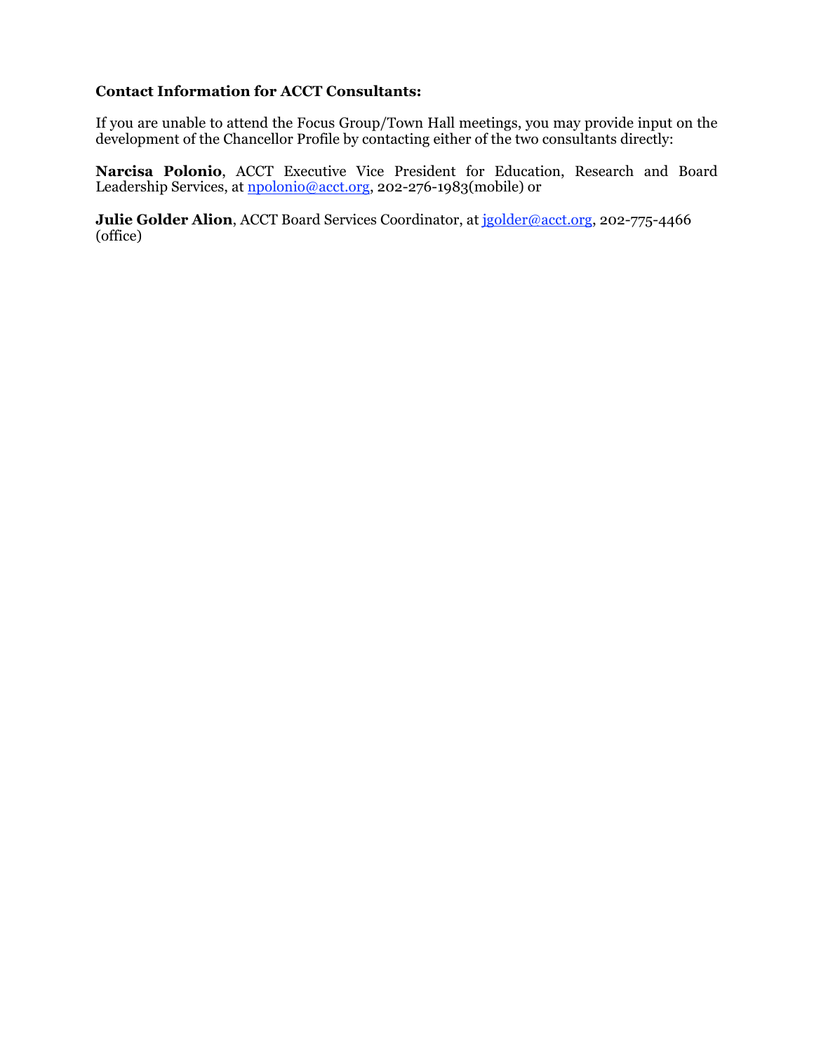**Contact Information for ACCT Consultants:**

If you are unable to attend the Focus Group/Town Hall meetings, you may provide input on the development of the Chancellor Profile by contacting either of the two consultants directly:

**Narcisa Polonio**, ACCT Executive Vice President for Education, Research and Board Leadership Services, at npolonio@acct.org, 202-276-1983(mobile) or

**Julie Golder Alion**, ACCT Board Services Coordinator, at jgolder@acct.org, 202-775-4466 (office)